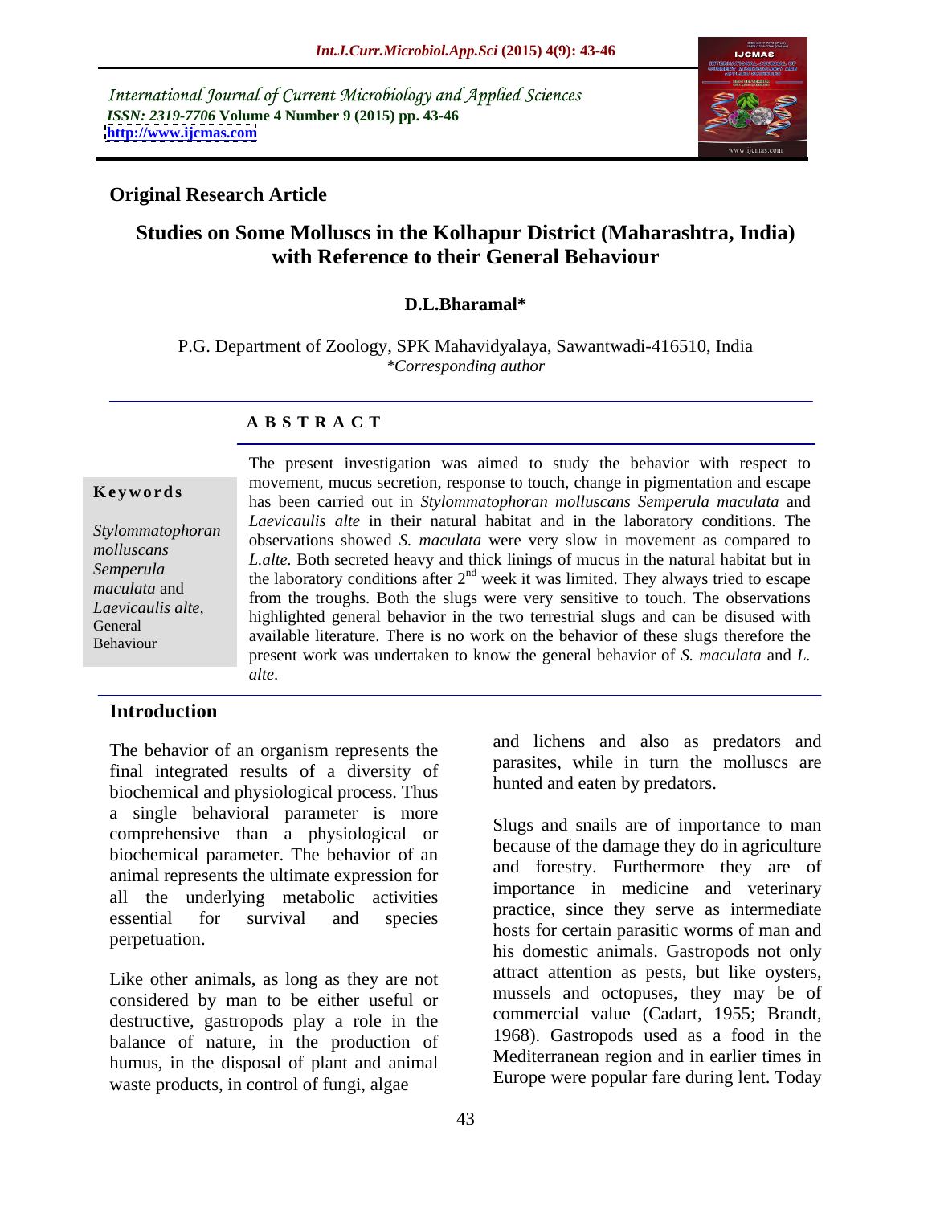International Journal of Current Microbiology and Applied Sciences
*ISSN: 2319-7706* **Volume 4 Number 9 (2015) pp. 43-46**
**http://www.ijcmas.com**

**Original Research Article**

# Studies on Some Molluscs in the Kolhapur District (Maharashtra, India) with Reference to their General Behaviour

**D.L.Bharamal***

P.G. Department of Zoology, SPK Mahavidyalaya, Sawantwadi-416510, India
*\*Corresponding author*

## ABSTRACT

**Keywords**

*Stylommatophoran molluscans Semperula maculata* and *Laevicaulis alte,* General Behaviour

The present investigation was aimed to study the behavior with respect to movement, mucus secretion, response to touch, change in pigmentation and escape has been carried out in *Stylommatophoran molluscans Semperula maculata* and *Laevicaulis alte* in their natural habitat and in the laboratory conditions. The observations showed *S. maculata* were very slow in movement as compared to *L.alte.* Both secreted heavy and thick linings of mucus in the natural habitat but in the laboratory conditions after 2$^{nd}$ week it was limited. They always tried to escape from the troughs. Both the slugs were very sensitive to touch. The observations highlighted general behavior in the two terrestrial slugs and can be disused with available literature. There is no work on the behavior of these slugs therefore the present work was undertaken to know the general behavior of *S. maculata* and *L. alte*.

## Introduction

The behavior of an organism represents the final integrated results of a diversity of biochemical and physiological process. Thus a single behavioral parameter is more comprehensive than a physiological or biochemical parameter. The behavior of an animal represents the ultimate expression for all the underlying metabolic activities essential for survival and species perpetuation.

Like other animals, as long as they are not considered by man to be either useful or destructive, gastropods play a role in the balance of nature, in the production of humus, in the disposal of plant and animal waste products, in control of fungi, algae and lichens and also as predators and parasites, while in turn the molluscs are hunted and eaten by predators.

Slugs and snails are of importance to man because of the damage they do in agriculture and forestry. Furthermore they are of importance in medicine and veterinary practice, since they serve as intermediate hosts for certain parasitic worms of man and his domestic animals. Gastropods not only attract attention as pests, but like oysters, mussels and octopuses, they may be of commercial value (Cadart, 1955; Brandt, 1968). Gastropods used as a food in the Mediterranean region and in earlier times in Europe were popular fare during lent. Today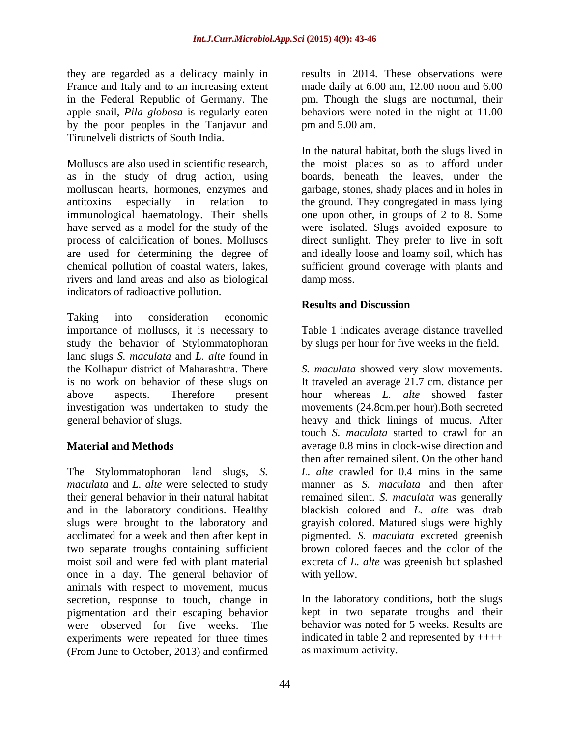they are regarded as a delicacy mainly in France and Italy and to an increasing extent in the Federal Republic of Germany. The apple snail, *Pila globosa* is regularly eaten by the poor peoples in the Tanjavur and Tirunelveli districts of South India.

Molluscs are also used in scientific research, as in the study of drug action, using molluscan hearts, hormones, enzymes and antitoxins especially in relation to immunological haematology. Their shells have served as a model for the study of the process of calcification of bones. Molluscs are used for determining the degree of chemical pollution of coastal waters, lakes, rivers and land areas and also as biological indicators of radioactive pollution.

Taking into consideration economic importance of molluscs, it is necessary to study the behavior of Stylommatophoran land slugs *S. maculata* and *L. alte* found in the Kolhapur district of Maharashtra. There is no work on behavior of these slugs on above aspects. Therefore present investigation was undertaken to study the general behavior of slugs.

## Material and Methods

The Stylommatophoran land slugs, *S. maculata* and *L. alte* were selected to study their general behavior in their natural habitat and in the laboratory conditions. Healthy slugs were brought to the laboratory and acclimated for a week and then after kept in two separate troughs containing sufficient moist soil and were fed with plant material once in a day. The general behavior of animals with respect to movement, mucus secretion, response to touch, change in pigmentation and their escaping behavior were observed for five weeks. The experiments were repeated for three times (From June to October, 2013) and confirmed results in 2014. These observations were made daily at 6.00 am, 12.00 noon and 6.00 pm. Though the slugs are nocturnal, their behaviors were noted in the night at 11.00 pm and 5.00 am.

In the natural habitat, both the slugs lived in the moist places so as to afford under boards, beneath the leaves, under the garbage, stones, shady places and in holes in the ground. They congregated in mass lying one upon other, in groups of 2 to 8. Some were isolated. Slugs avoided exposure to direct sunlight. They prefer to live in soft and ideally loose and loamy soil, which has sufficient ground coverage with plants and damp moss.

## Results and Discussion

Table 1 indicates average distance travelled by slugs per hour for five weeks in the field.

*S. maculata* showed very slow movements. It traveled an average 21.7 cm. distance per hour whereas *L. alte* showed faster movements (24.8cm.per hour).Both secreted heavy and thick linings of mucus. After touch *S. maculata* started to crawl for an average 0.8 mins in clock-wise direction and then after remained silent. On the other hand *L. alte* crawled for 0.4 mins in the same manner as *S. maculata* and then after remained silent. *S. maculata* was generally blackish colored and *L. alte* was drab grayish colored. Matured slugs were highly pigmented. *S. maculata* excreted greenish brown colored faeces and the color of the excreta of *L. alte* was greenish but splashed with yellow.

In the laboratory conditions, both the slugs kept in two separate troughs and their behavior was noted for 5 weeks. Results are indicated in table 2 and represented by ++++ as maximum activity.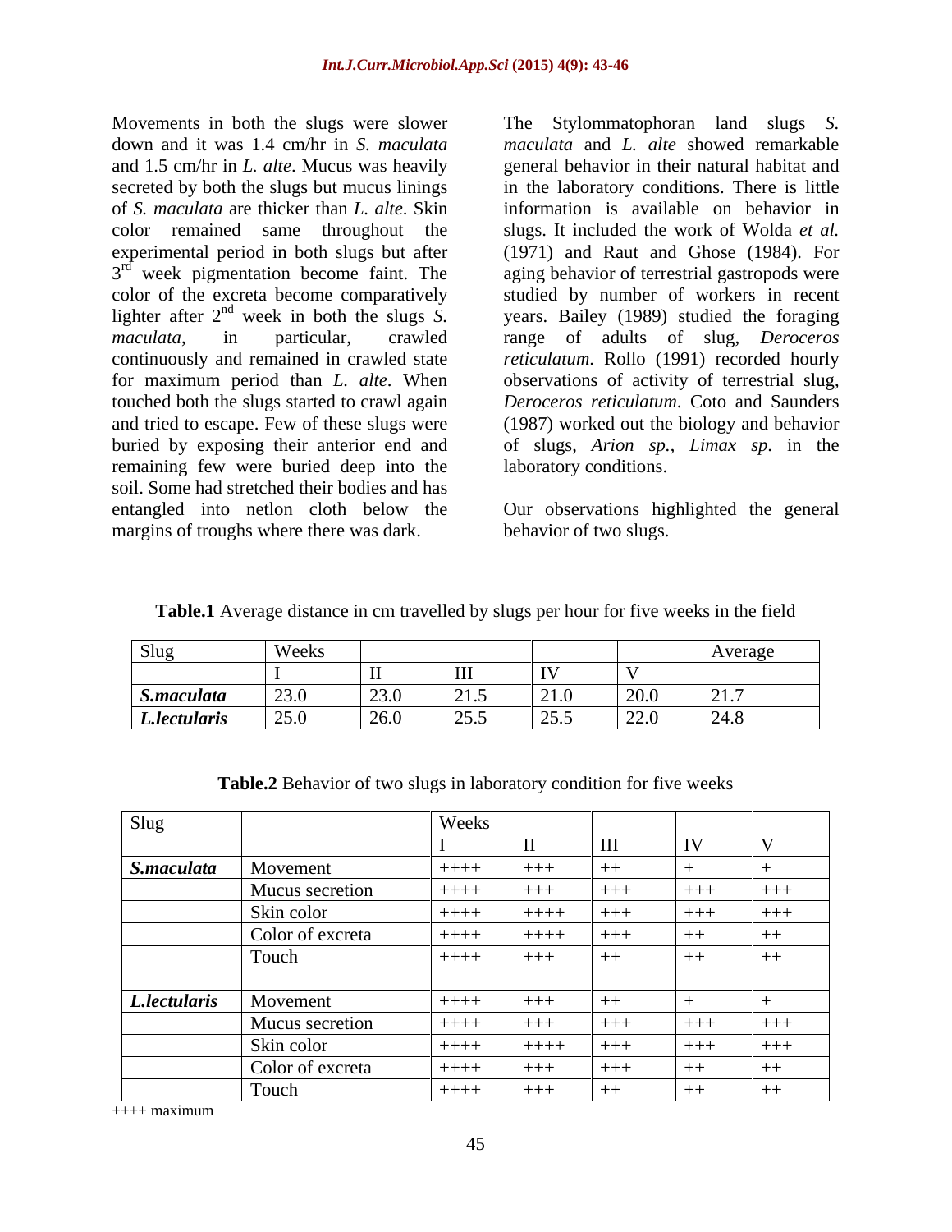Movements in both the slugs were slower down and it was 1.4 cm/hr in *S. maculata* and 1.5 cm/hr in *L. alte*. Mucus was heavily secreted by both the slugs but mucus linings of *S. maculata* are thicker than *L. alte*. Skin color remained same throughout the experimental period in both slugs but after 3rd week pigmentation become faint. The color of the excreta become comparatively lighter after 2nd week in both the slugs *S. maculata*, in particular, crawled continuously and remained in crawled state for maximum period than *L. alte*. When touched both the slugs started to crawl again and tried to escape. Few of these slugs were buried by exposing their anterior end and remaining few were buried deep into the soil. Some had stretched their bodies and has entangled into netlon cloth below the margins of troughs where there was dark.

The Stylommatophoran land slugs *S. maculata* and *L. alte* showed remarkable general behavior in their natural habitat and in the laboratory conditions. There is little information is available on behavior in slugs. It included the work of Wolda *et al.* (1971) and Raut and Ghose (1984). For aging behavior of terrestrial gastropods were studied by number of workers in recent years. Bailey (1989) studied the foraging range of adults of slug, *Deroceros reticulatum*. Rollo (1991) recorded hourly observations of activity of terrestrial slug, *Deroceros reticulatum*. Coto and Saunders (1987) worked out the biology and behavior of slugs, *Arion sp.*, *Limax sp.* in the laboratory conditions.

Our observations highlighted the general behavior of two slugs.

**Table.1** Average distance in cm travelled by slugs per hour for five weeks in the field

| Slug | Weeks | | | | | Average |
|---|---|---|---|---|---|---|
| | I | II | III | IV | V | |
| ***S.maculata*** | 23.0 | 23.0 | 21.5 | 21.0 | 20.0 | 21.7 |
| ***L.lectularis*** | 25.0 | 26.0 | 25.5 | 25.5 | 22.0 | 24.8 |

**Table.2** Behavior of two slugs in laboratory condition for five weeks

| Slug | | Weeks | | | | |
|---|---|---|---|---|---|---|
| | | I | II | III | IV | V |
| ***S.maculata*** | Movement | ++++ | +++ | ++ | + | + |
| | Mucus secretion | ++++ | +++ | +++ | +++ | +++ |
| | Skin color | ++++ | ++++ | +++ | +++ | +++ |
| | Color of excreta | ++++ | ++++ | +++ | ++ | ++ |
| | Touch | ++++ | +++ | ++ | ++ | ++ |
| | | | | | | |
| ***L.lectularis*** | Movement | ++++ | +++ | ++ | + | + |
| | Mucus secretion | ++++ | +++ | +++ | +++ | +++ |
| | Skin color | ++++ | ++++ | +++ | +++ | +++ |
| | Color of excreta | ++++ | +++ | +++ | ++ | ++ |
| | Touch | ++++ | +++ | ++ | ++ | ++ |

++++ maximum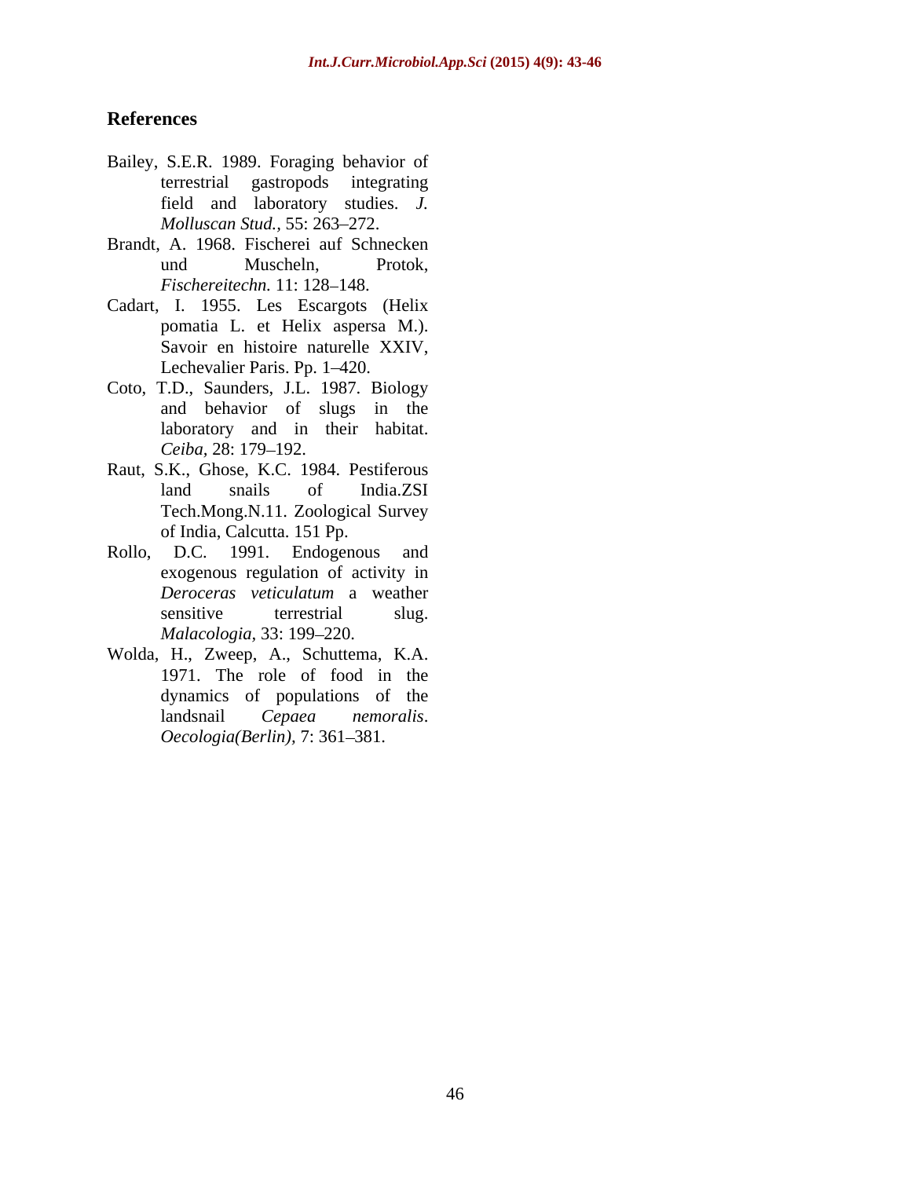## References

Bailey, S.E.R. 1989. Foraging behavior of terrestrial gastropods integrating field and laboratory studies. *J. Molluscan Stud.*, 55: 263–272.

Brandt, A. 1968. Fischerei auf Schnecken und Muscheln, Protok, *Fischereitechn.* 11: 128–148.

Cadart, I. 1955. Les Escargots (Helix pomatia L. et Helix aspersa M.). Savoir en histoire naturelle XXIV, Lechevalier Paris. Pp. 1–420.

Coto, T.D., Saunders, J.L. 1987. Biology and behavior of slugs in the laboratory and in their habitat. *Ceiba,* 28: 179–192.

Raut, S.K., Ghose, K.C. 1984. Pestiferous land snails of India.ZSI Tech.Mong.N.11. Zoological Survey of India, Calcutta. 151 Pp.

Rollo, D.C. 1991. Endogenous and exogenous regulation of activity in *Deroceras veticulatum* a weather sensitive terrestrial slug. *Malacologia,* 33: 199–220.

Wolda, H., Zweep, A., Schuttema, K.A. 1971. The role of food in the dynamics of populations of the landsnail *Cepaea nemoralis*. *Oecologia(Berlin),* 7: 361–381.